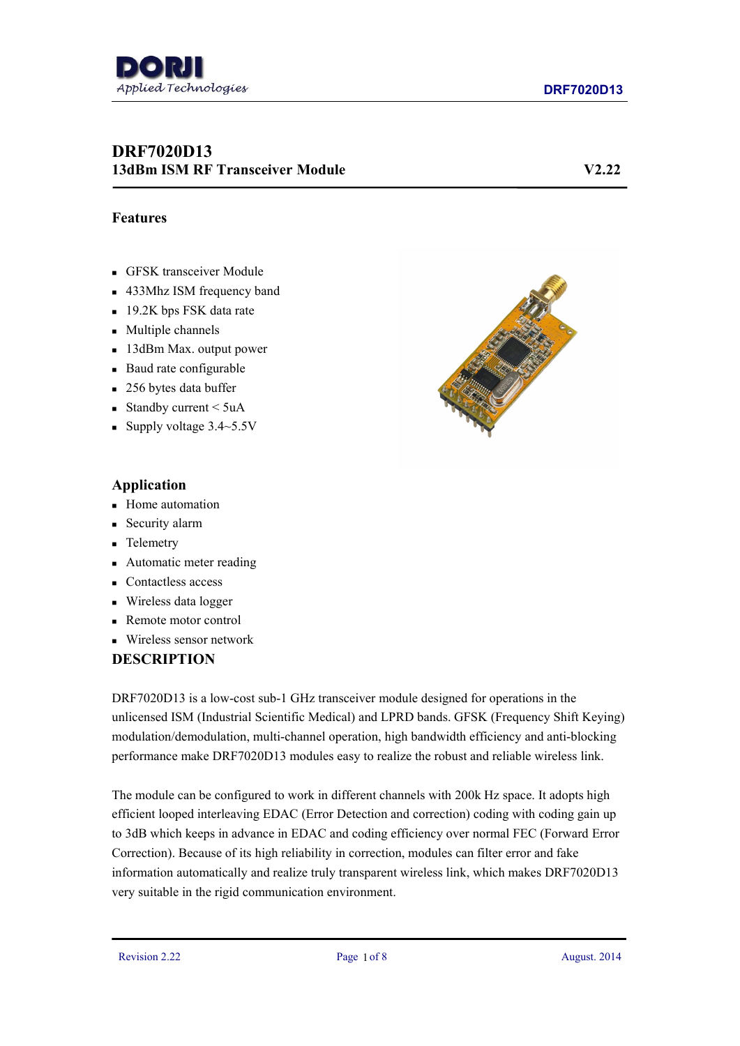# DRF7020D13

## 13dBm ISM RF Transceiver Module V2.22

### Features

- GFSK transceiver Module
- 433Mhz ISM frequency band
- 19.2K bps FSK data rate
- Multiple channels
- 13dBm Max. output power
- Baud rate configurable
- 256 bytes data buffer
- Standby current < 5uA
- Supply voltage 3.4~5.5V

### Application

- Home automation
- Security alarm
- Telemetry
- Automatic meter reading
- Contactless access
- Wireless data logger
- Remote motor control
- Wireless sensor network

### DESCRIPTION

DRF7020D13 is a low-cost sub-1 GHz transceiver module designed for operations in the unlicensed ISM (Industrial Scientific Medical) and LPRD bands. GFSK (Frequency Shift Keying) modulation/demodulation, multi-channel operation, high bandwidth efficiency and anti-blocking performance make DRF7020D13 modules easy to realize the robust and reliable wireless link.

The module can be configured to work in different channels with 200k Hz space. It adopts high efficient looped interleaving EDAC (Error Detection and correction) coding with coding gain up to 3dB which keeps in advance in EDAC and coding efficiency over normal FEC (Forward Error Correction). Because of its high reliability in correction, modules can filter error and fake information automatically and realize truly transparent wireless link, which makes DRF7020D13 very suitable in the rigid communication environment.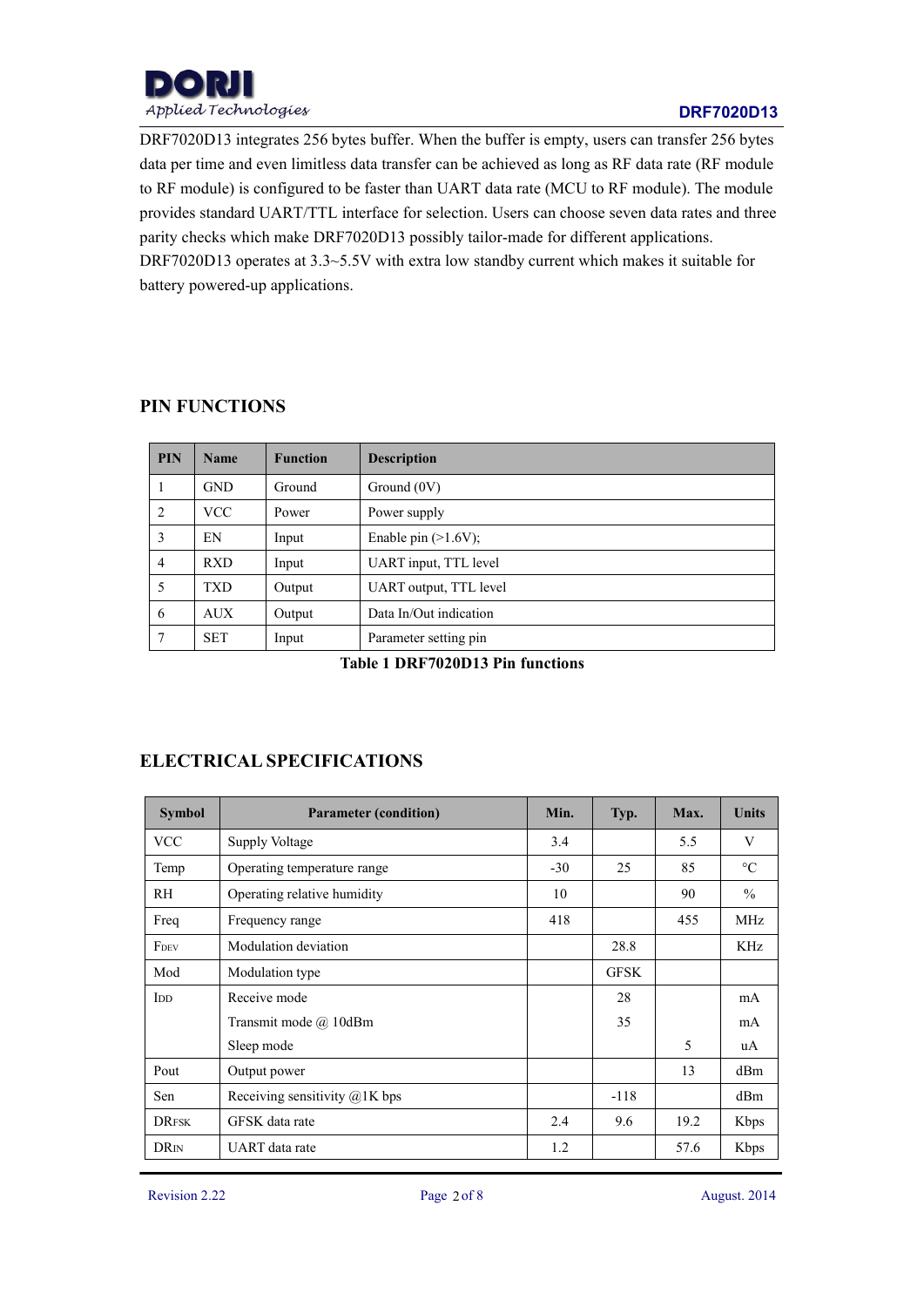DRF7020D13 integrates 256 bytes buffer. When the buffer is empty, users can transfer 256 bytes data per time and even limitless data transfer can be achieved as long as RF data rate (RF module to RF module) is configured to be faster than UART data rate (MCU to RF module). The module provides standard UART/TTL interface for selection. Users can choose seven data rates and three parity checks which make DRF7020D13 possibly tailor-made for different applications. DRF7020D13 operates at 3.3~5.5V with extra low standby current which makes it suitable for battery powered-up applications.

## PIN FUNCTIONS

| PIN | Name | Function | Description |
|---|---|---|---|
| 1 | GND | Ground | Ground (0V) |
| 2 | VCC | Power | Power supply |
| 3 | EN | Input | Enable pin (>1.6V); |
| 4 | RXD | Input | UART input, TTL level |
| 5 | TXD | Output | UART output, TTL level |
| 6 | AUX | Output | Data In/Out indication |
| 7 | SET | Input | Parameter setting pin |

**Table 1 DRF7020D13 Pin functions**

## ELECTRICAL SPECIFICATIONS

| Symbol | Parameter (condition) | Min. | Typ. | Max. | Units |
|---|---|---|---|---|---|
| VCC | Supply Voltage | 3.4 | | 5.5 | V |
| Temp | Operating temperature range | -30 | 25 | 85 | °C |
| RH | Operating relative humidity | 10 | | 90 | % |
| Freq | Frequency range | 418 | | 455 | MHz |
| $F_{DEV}$ | Modulation deviation | | 28.8 | | KHz |
| Mod | Modulation type | | GFSK | | |
| $I_{DD}$ | Receive mode | | 28 | | mA |
| | Transmit mode @ 10dBm | | 35 | | mA |
| | Sleep mode | | | 5 | uA |
| Pout | Output power | | | 13 | dBm |
| Sen | Receiving sensitivity @1K bps | | -118 | | dBm |
| $DR_{FSK}$ | GFSK data rate | 2.4 | 9.6 | 19.2 | Kbps |
| $DR_{IN}$ | UART data rate | 1.2 | | 57.6 | Kbps |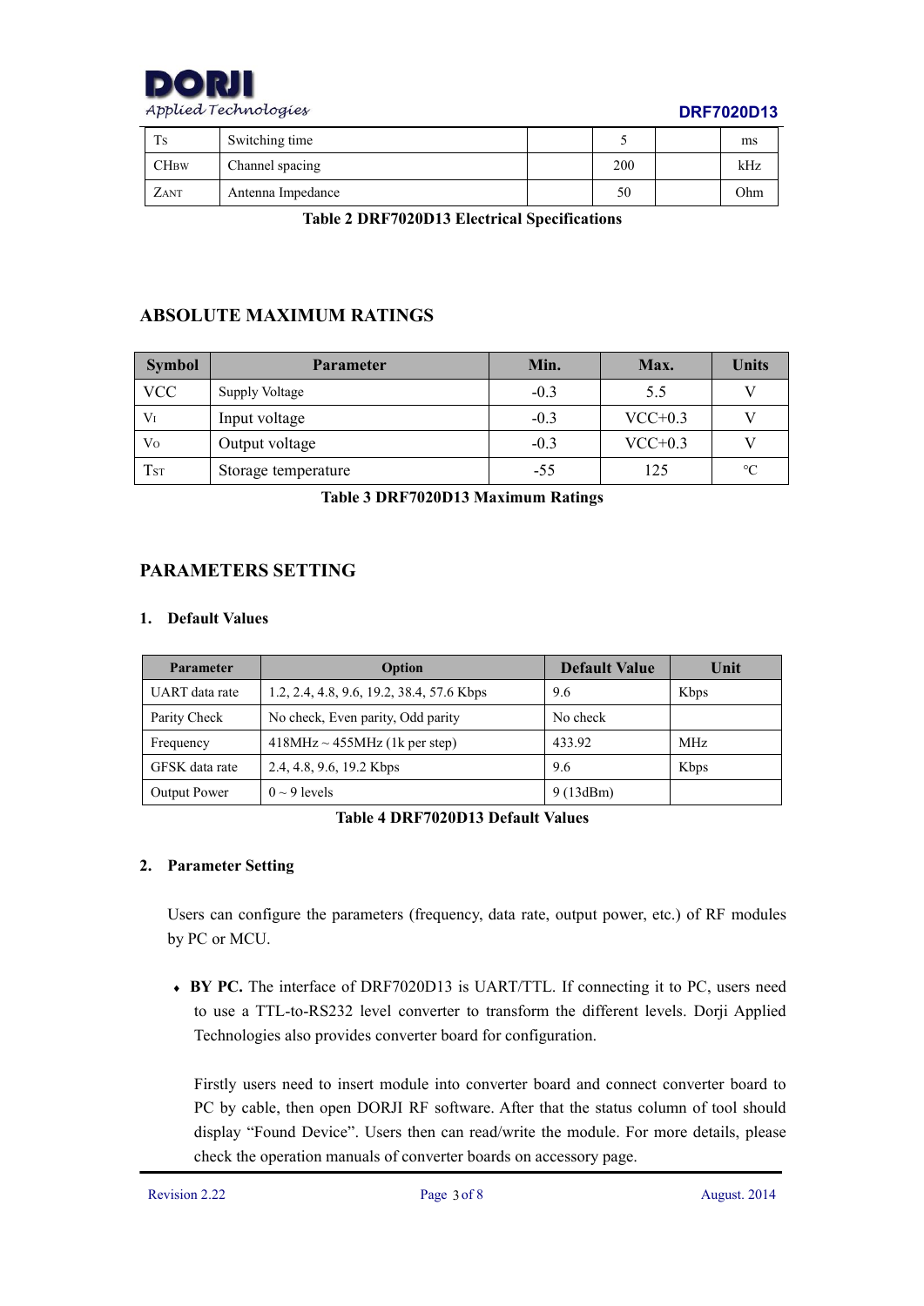| $T_S$ | Switching time | | 5 | | ms |
|---|---|---|---|---|---|
| $CH_{BW}$ | Channel spacing | | 200 | | kHz |
| $Z_{ANT}$ | Antenna Impedance | | 50 | | Ohm |

**Table 2 DRF7020D13 Electrical Specifications**

## ABSOLUTE MAXIMUM RATINGS

| Symbol | Parameter | Min. | Max. | Units |
|---|---|---|---|---|
| VCC | Supply Voltage | -0.3 | 5.5 | V |
| $V_I$ | Input voltage | -0.3 | VCC+0.3 | V |
| $V_O$ | Output voltage | -0.3 | VCC+0.3 | V |
| $T_{ST}$ | Storage temperature | -55 | 125 | ℃ |

**Table 3 DRF7020D13 Maximum Ratings**

## PARAMETERS SETTING

### 1. Default Values

| Parameter | Option | Default Value | Unit |
|---|---|---|---|
| UART data rate | 1.2, 2.4, 4.8, 9.6, 19.2, 38.4, 57.6 Kbps | 9.6 | Kbps |
| Parity Check | No check, Even parity, Odd parity | No check | |
| Frequency | 418MHz ~ 455MHz (1k per step) | 433.92 | MHz |
| GFSK data rate | 2.4, 4.8, 9.6, 19.2 Kbps | 9.6 | Kbps |
| Output Power | 0 ~ 9 levels | 9 (13dBm) | |

**Table 4 DRF7020D13 Default Values**

### 2. Parameter Setting

Users can configure the parameters (frequency, data rate, output power, etc.) of RF modules by PC or MCU.

- **BY PC.** The interface of DRF7020D13 is UART/TTL. If connecting it to PC, users need to use a TTL-to-RS232 level converter to transform the different levels. Dorji Applied Technologies also provides converter board for configuration.

  Firstly users need to insert module into converter board and connect converter board to PC by cable, then open DORJI RF software. After that the status column of tool should display "Found Device". Users then can read/write the module. For more details, please check the operation manuals of converter boards on accessory page.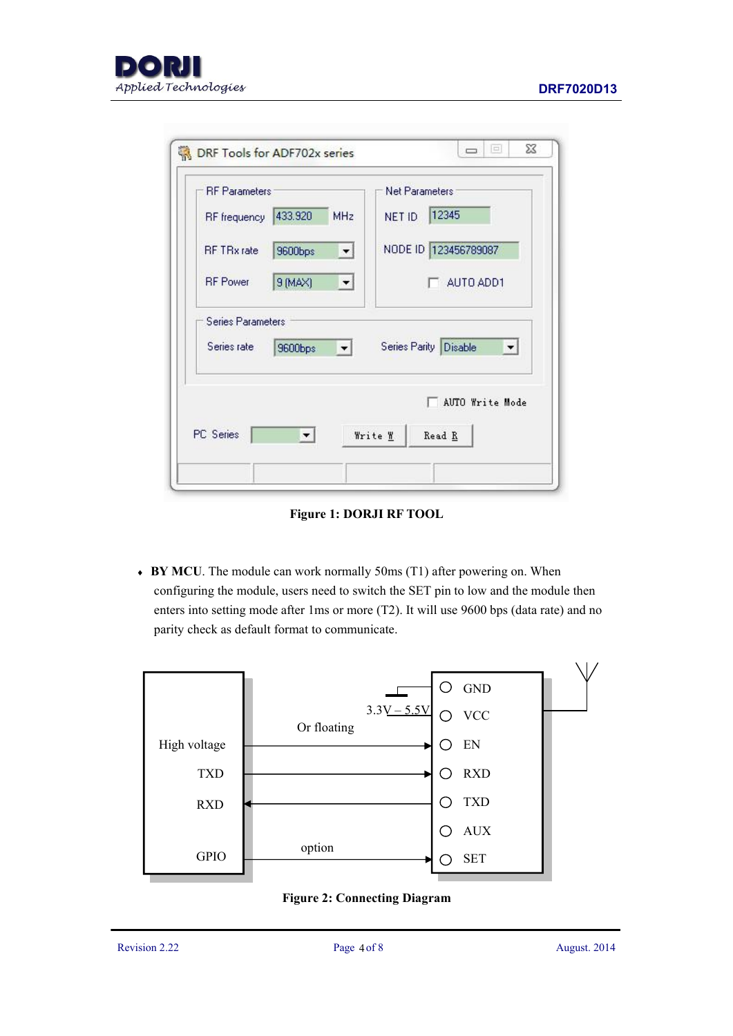Figure 1: DORJI RF TOOL

- **BY MCU**. The module can work normally 50ms (T1) after powering on. When configuring the module, users need to switch the SET pin to low and the module then enters into setting mode after 1ms or more (T2). It will use 9600 bps (data rate) and no parity check as default format to communicate.

Figure 2: Connecting Diagram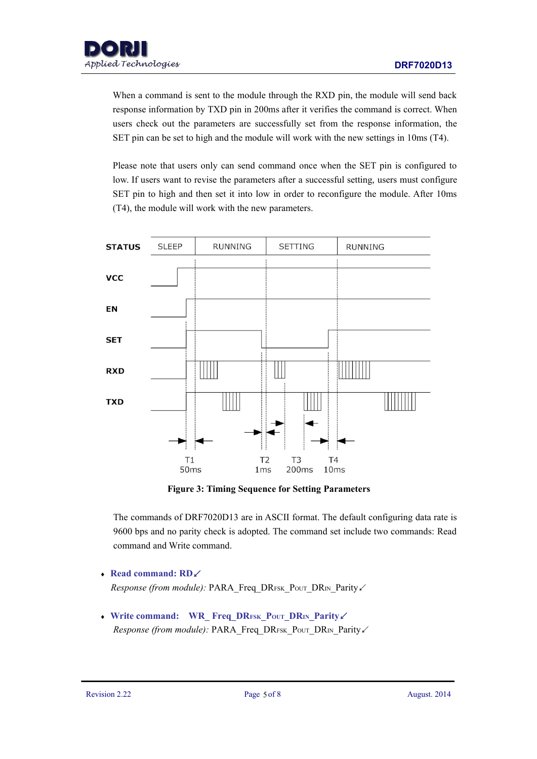When a command is sent to the module through the RXD pin, the module will send back response information by TXD pin in 200ms after it verifies the command is correct. When users check out the parameters are successfully set from the response information, the SET pin can be set to high and the module will work with the new settings in 10ms (T4).

Please note that users only can send command once when the SET pin is configured to low. If users want to revise the parameters after a successful setting, users must configure SET pin to high and then set it into low in order to reconfigure the module. After 10ms (T4), the module will work with the new parameters.

**Figure 3: Timing Sequence for Setting Parameters**

The commands of DRF7020D13 are in ASCII format. The default configuring data rate is 9600 bps and no parity check is adopted. The command set include two commands: Read command and Write command.

- **Read command: RD↙**
  *Response (from module):* PARA_Freq_DR$_{FSK}$_P$_{OUT}$_DR$_{IN}$_Parity↙

- **Write command: WR_ Freq_DR$_{FSK}$_P$_{OUT}$_DR$_{IN}$_Parity↙**
  *Response (from module):* PARA_Freq_DR$_{FSK}$_P$_{OUT}$_DR$_{IN}$_Parity↙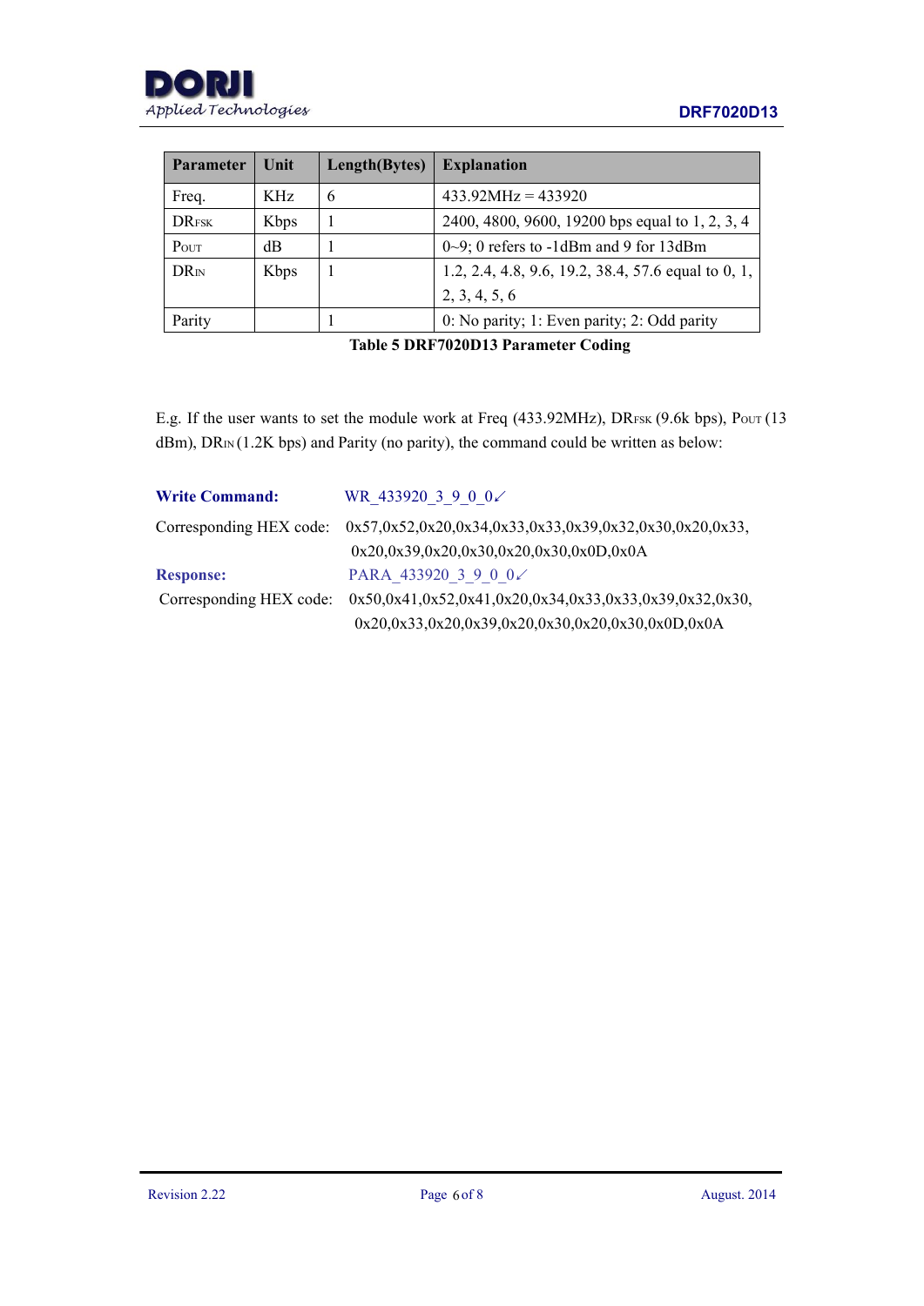| Parameter | Unit | Length(Bytes) | Explanation |
|---|---|---|---|
| Freq. | KHz | 6 | 433.92MHz = 433920 |
| $DR_{FSK}$ | Kbps | 1 | 2400, 4800, 9600, 19200 bps equal to 1, 2, 3, 4 |
| $P_{OUT}$ | dB | 1 | 0~9; 0 refers to -1dBm and 9 for 13dBm |
| $DR_{IN}$ | Kbps | 1 | 1.2, 2.4, 4.8, 9.6, 19.2, 38.4, 57.6 equal to 0, 1, 2, 3, 4, 5, 6 |
| Parity | | 1 | 0: No parity; 1: Even parity; 2: Odd parity |

**Table 5 DRF7020D13 Parameter Coding**

E.g. If the user wants to set the module work at Freq (433.92MHz), $DR_{FSK}$ (9.6k bps), $P_{OUT}$ (13 dBm), $DR_{IN}$ (1.2K bps) and Parity (no parity), the command could be written as below:

**Write Command:** WR_433920_3_9_0_0↙

Corresponding HEX code: 0x57,0x52,0x20,0x34,0x33,0x33,0x39,0x32,0x30,0x20,0x33, 0x20,0x39,0x20,0x30,0x20,0x30,0x0D,0x0A

**Response:** PARA_433920_3_9_0_0↙

Corresponding HEX code: 0x50,0x41,0x52,0x41,0x20,0x34,0x33,0x33,0x39,0x32,0x30, 0x20,0x33,0x20,0x39,0x20,0x30,0x20,0x30,0x0D,0x0A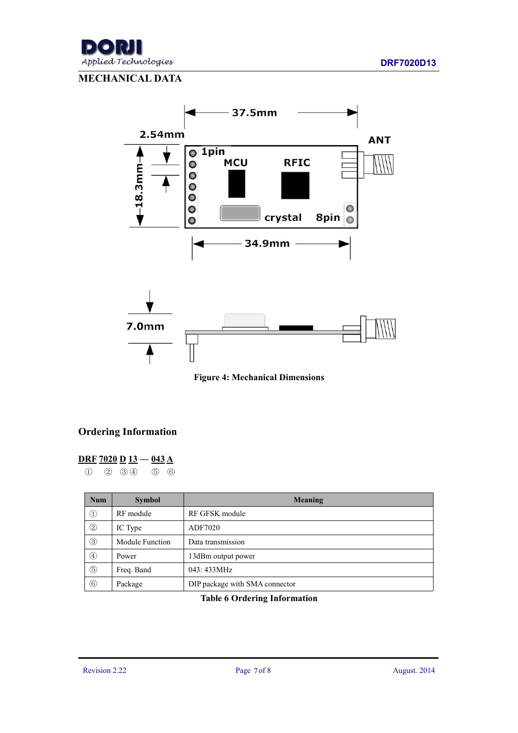## MECHANICAL DATA

Figure 4: Mechanical Dimensions

## Ordering Information

**DRF 7020 D 13 — 043 A**

① ② ③④ ⑤ ⑥

| Num | Symbol | Meaning |
|---|---|---|
| ① | RF module | RF GFSK module |
| ② | IC Type | ADF7020 |
| ③ | Module Function | Data transmission |
| ④ | Power | 13dBm output power |
| ⑤ | Freq. Band | 043: 433MHz |
| ⑥ | Package | DIP package with SMA connector |

**Table 6 Ordering Information**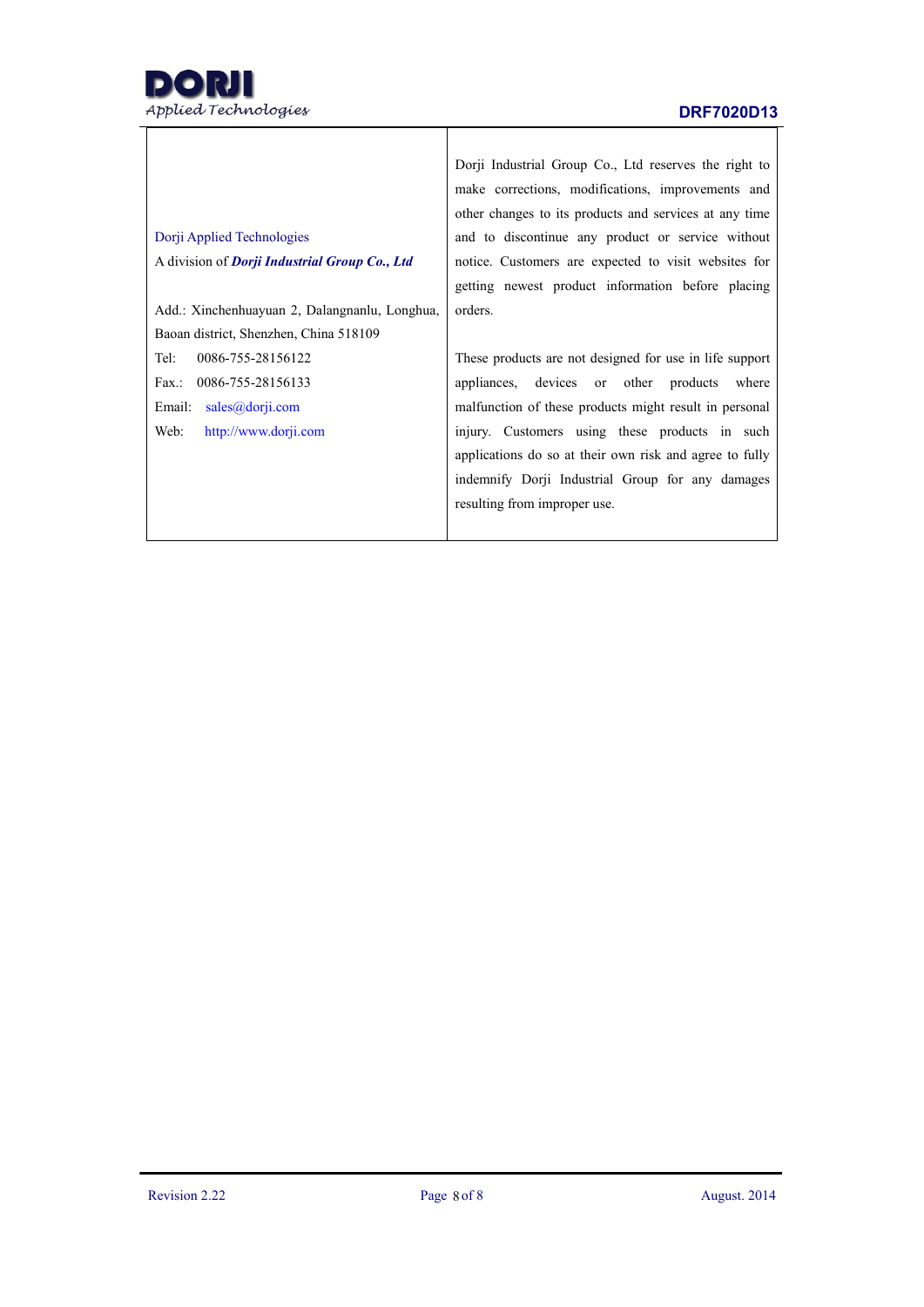| | |
|---|---|
| Dorji Applied Technologies<br>A division of ***Dorji Industrial Group Co., Ltd***<br><br>Add.: Xinchenhuayuan 2, Dalangnanlu, Longhua, Baoan district, Shenzhen, China 518109<br>Tel: 0086-755-28156122<br>Fax.: 0086-755-28156133<br>Email: sales@dorji.com<br>Web: http://www.dorji.com | Dorji Industrial Group Co., Ltd reserves the right to make corrections, modifications, improvements and other changes to its products and services at any time and to discontinue any product or service without notice. Customers are expected to visit websites for getting newest product information before placing orders.<br><br>These products are not designed for use in life support appliances, devices or other products where malfunction of these products might result in personal injury. Customers using these products in such applications do so at their own risk and agree to fully indemnify Dorji Industrial Group for any damages resulting from improper use. |